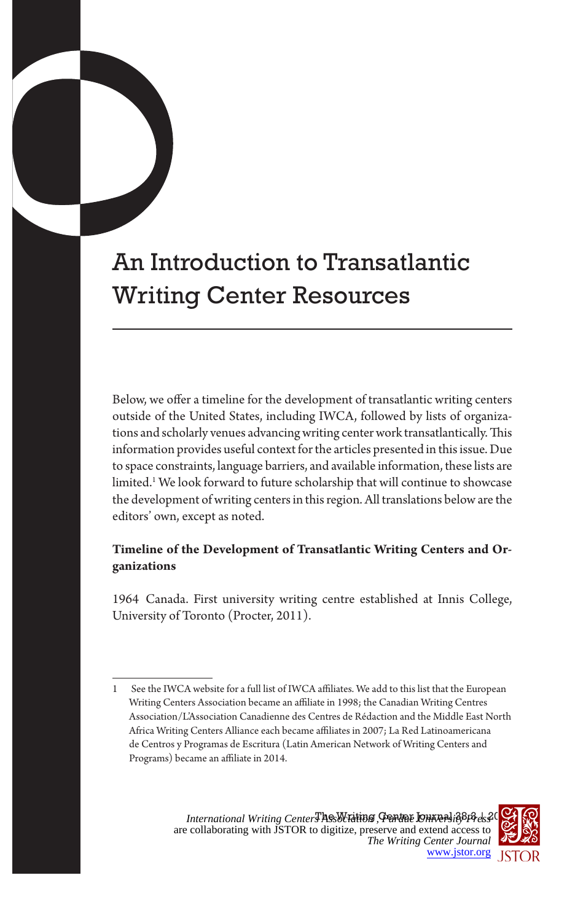# An Introduction to Transatlantic Writing Center Resources

Below, we offer a timeline for the development of transatlantic writing centers outside of the United States, including IWCA, followed by lists of organizations and scholarly venues advancing writing center work transatlantically. This information provides useful context for the articles presented in this issue. Due to space constraints, language barriers, and available information, these lists are limited.[1] We look forward to future scholarship that will continue to showcase the development of writing centers in this region. All translations below are the editors' own, except as noted.

**Timeline of the Development of Transatlantic Writing Centers and Organizations**

1964 Canada. First university writing centre established at Innis College, University of Toronto (Procter, 2011).

1 See the IWCA website for a full list of IWCA affiliates. We add to this list that the European Writing Centers Association became an affiliate in 1998; the Canadian Writing Centres Association/L'Association Canadienne des Centres de Rédaction and the Middle East North Africa Writing Centers Alliance each became affiliates in 2007; La Red Latinoamericana de Centros y Programas de Escritura (Latin American Network of Writing Centers and Programs) became an affiliate in 2014.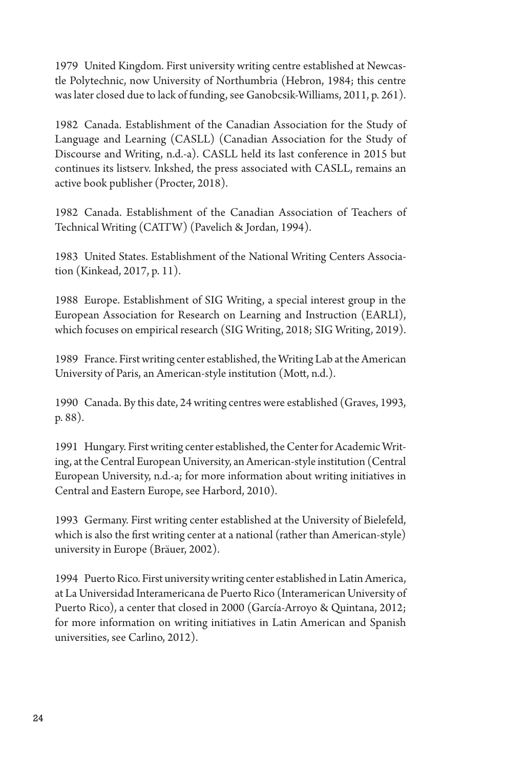1979 United Kingdom. First university writing centre established at Newcastle Polytechnic, now University of Northumbria (Hebron, 1984; this centre was later closed due to lack of funding, see Ganobcsik-Williams, 2011, p. 261).

1982 Canada. Establishment of the Canadian Association for the Study of Language and Learning (CASLL) (Canadian Association for the Study of Discourse and Writing, n.d.-a). CASLL held its last conference in 2015 but continues its listserv. Inkshed, the press associated with CASLL, remains an active book publisher (Procter, 2018).

1982 Canada. Establishment of the Canadian Association of Teachers of Technical Writing (CATTW) (Pavelich & Jordan, 1994).

1983 United States. Establishment of the National Writing Centers Association (Kinkead, 2017, p. 11).

1988 Europe. Establishment of SIG Writing, a special interest group in the European Association for Research on Learning and Instruction (EARLI), which focuses on empirical research (SIG Writing, 2018; SIG Writing, 2019).

1989 France. First writing center established, the Writing Lab at the American University of Paris, an American-style institution (Mott, n.d.).

1990 Canada. By this date, 24 writing centres were established (Graves, 1993, p. 88).

1991 Hungary. First writing center established, the Center for Academic Writing, at the Central European University, an American-style institution (Central European University, n.d.-a; for more information about writing initiatives in Central and Eastern Europe, see Harbord, 2010).

1993 Germany. First writing center established at the University of Bielefeld, which is also the first writing center at a national (rather than American-style) university in Europe (Bräuer, 2002).

1994 Puerto Rico. First university writing center established in Latin America, at La Universidad Interamericana de Puerto Rico (Interamerican University of Puerto Rico), a center that closed in 2000 (García-Arroyo & Quintana, 2012; for more information on writing initiatives in Latin American and Spanish universities, see Carlino, 2012).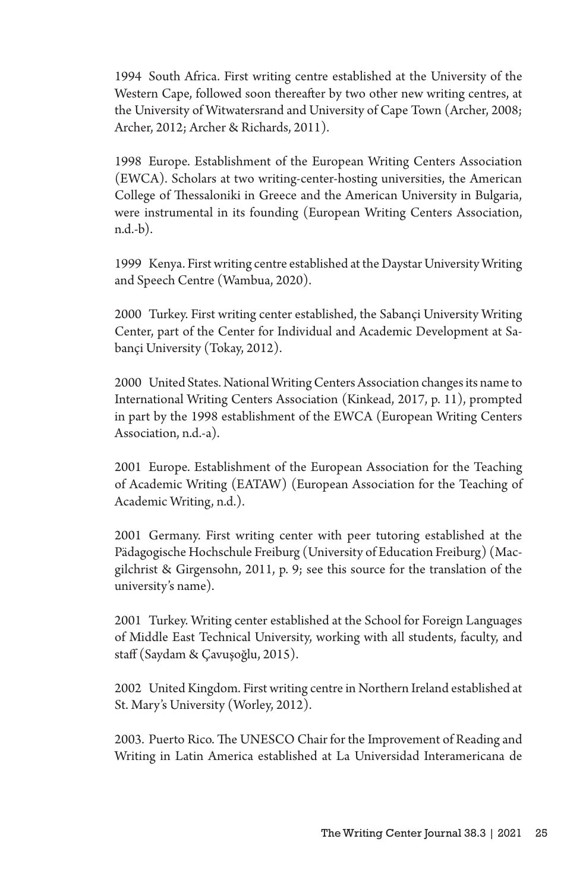1994 South Africa. First writing centre established at the University of the Western Cape, followed soon thereafter by two other new writing centres, at the University of Witwatersrand and University of Cape Town (Archer, 2008; Archer, 2012; Archer & Richards, 2011).

1998 Europe. Establishment of the European Writing Centers Association (EWCA). Scholars at two writing-center-hosting universities, the American College of Thessaloniki in Greece and the American University in Bulgaria, were instrumental in its founding (European Writing Centers Association, n.d.-b).

1999 Kenya. First writing centre established at the Daystar University Writing and Speech Centre (Wambua, 2020).

2000 Turkey. First writing center established, the Sabançi University Writing Center, part of the Center for Individual and Academic Development at Sabançi University (Tokay, 2012).

2000 United States. National Writing Centers Association changes its name to International Writing Centers Association (Kinkead, 2017, p. 11), prompted in part by the 1998 establishment of the EWCA (European Writing Centers Association, n.d.-a).

2001 Europe. Establishment of the European Association for the Teaching of Academic Writing (EATAW) (European Association for the Teaching of Academic Writing, n.d.).

2001 Germany. First writing center with peer tutoring established at the Pädagogische Hochschule Freiburg (University of Education Freiburg) (Macgilchrist & Girgensohn, 2011, p. 9; see this source for the translation of the university's name).

2001 Turkey. Writing center established at the School for Foreign Languages of Middle East Technical University, working with all students, faculty, and staff (Saydam & Çavuşoğlu, 2015).

2002 United Kingdom. First writing centre in Northern Ireland established at St. Mary's University (Worley, 2012).

2003. Puerto Rico. The UNESCO Chair for the Improvement of Reading and Writing in Latin America established at La Universidad Interamericana de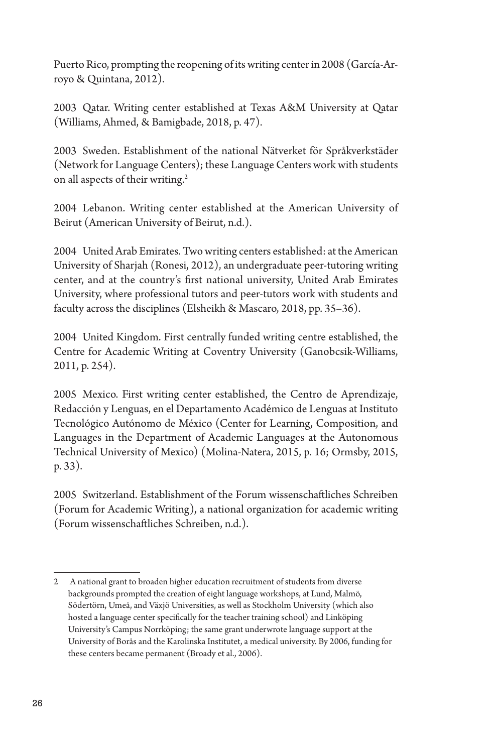Puerto Rico, prompting the reopening of its writing center in 2008 (García-Arroyo & Quintana, 2012).

2003 Qatar. Writing center established at Texas A&M University at Qatar (Williams, Ahmed, & Bamigbade, 2018, p. 47).

2003 Sweden. Establishment of the national Nätverket för Språkverkstäder (Network for Language Centers); these Language Centers work with students on all aspects of their writing.[2]

2004 Lebanon. Writing center established at the American University of Beirut (American University of Beirut, n.d.).

2004 United Arab Emirates. Two writing centers established: at the American University of Sharjah (Ronesi, 2012), an undergraduate peer-tutoring writing center, and at the country's first national university, United Arab Emirates University, where professional tutors and peer-tutors work with students and faculty across the disciplines (Elsheikh & Mascaro, 2018, pp. 35–36).

2004 United Kingdom. First centrally funded writing centre established, the Centre for Academic Writing at Coventry University (Ganobcsik-Williams, 2011, p. 254).

2005 Mexico. First writing center established, the Centro de Aprendizaje, Redacción y Lenguas, en el Departamento Académico de Lenguas at Instituto Tecnológico Autónomo de México (Center for Learning, Composition, and Languages in the Department of Academic Languages at the Autonomous Technical University of Mexico) (Molina-Natera, 2015, p. 16; Ormsby, 2015, p. 33).

2005 Switzerland. Establishment of the Forum wissenschaftliches Schreiben (Forum for Academic Writing), a national organization for academic writing (Forum wissenschaftliches Schreiben, n.d.).

---

2 A national grant to broaden higher education recruitment of students from diverse backgrounds prompted the creation of eight language workshops, at Lund, Malmö, Södertörn, Umeå, and Växjö Universities, as well as Stockholm University (which also hosted a language center specifically for the teacher training school) and Linköping University's Campus Norrköping; the same grant underwrote language support at the University of Borås and the Karolinska Institutet, a medical university. By 2006, funding for these centers became permanent (Broady et al., 2006).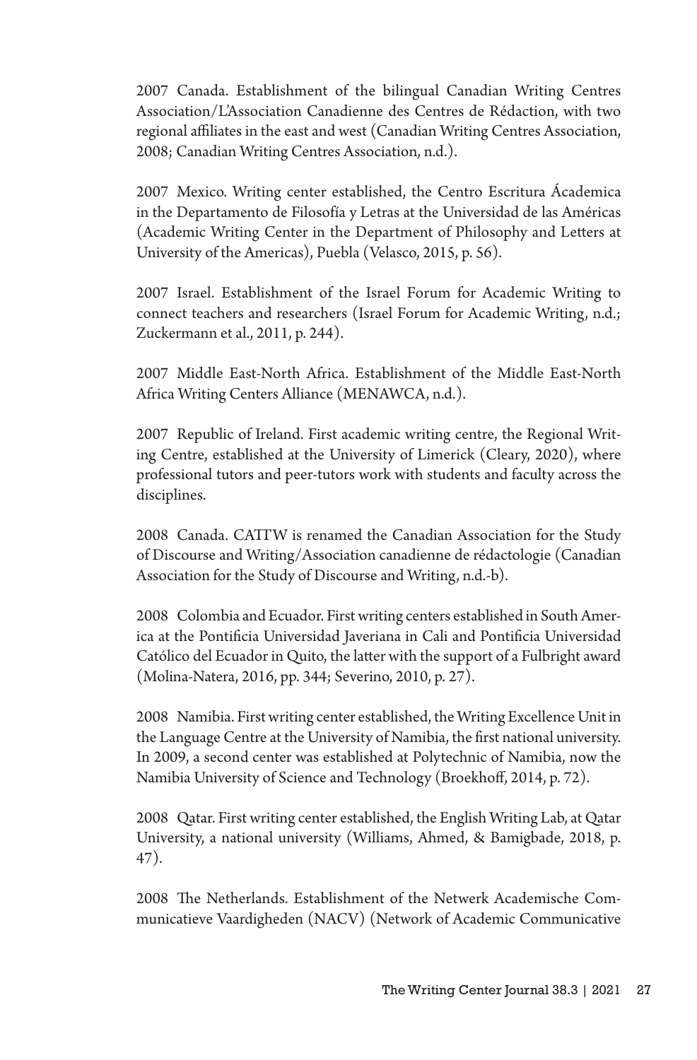2007 Canada. Establishment of the bilingual Canadian Writing Centres Association/L'Association Canadienne des Centres de Rédaction, with two regional affiliates in the east and west (Canadian Writing Centres Association, 2008; Canadian Writing Centres Association, n.d.).

2007 Mexico. Writing center established, the Centro Escritura Ácademica in the Departamento de Filosofía y Letras at the Universidad de las Américas (Academic Writing Center in the Department of Philosophy and Letters at University of the Americas), Puebla (Velasco, 2015, p. 56).

2007 Israel. Establishment of the Israel Forum for Academic Writing to connect teachers and researchers (Israel Forum for Academic Writing, n.d.; Zuckermann et al., 2011, p. 244).

2007 Middle East-North Africa. Establishment of the Middle East-North Africa Writing Centers Alliance (MENAWCA, n.d.).

2007 Republic of Ireland. First academic writing centre, the Regional Writing Centre, established at the University of Limerick (Cleary, 2020), where professional tutors and peer-tutors work with students and faculty across the disciplines.

2008 Canada. CATTW is renamed the Canadian Association for the Study of Discourse and Writing/Association canadienne de rédactologie (Canadian Association for the Study of Discourse and Writing, n.d.-b).

2008 Colombia and Ecuador. First writing centers established in South America at the Pontificia Universidad Javeriana in Cali and Pontificia Universidad Católico del Ecuador in Quito, the latter with the support of a Fulbright award (Molina-Natera, 2016, pp. 344; Severino, 2010, p. 27).

2008 Namibia. First writing center established, the Writing Excellence Unit in the Language Centre at the University of Namibia, the first national university. In 2009, a second center was established at Polytechnic of Namibia, now the Namibia University of Science and Technology (Broekhoff, 2014, p. 72).

2008 Qatar. First writing center established, the English Writing Lab, at Qatar University, a national university (Williams, Ahmed, & Bamigbade, 2018, p. 47).

2008 The Netherlands. Establishment of the Netwerk Academische Communicatieve Vaardigheden (NACV) (Network of Academic Communicative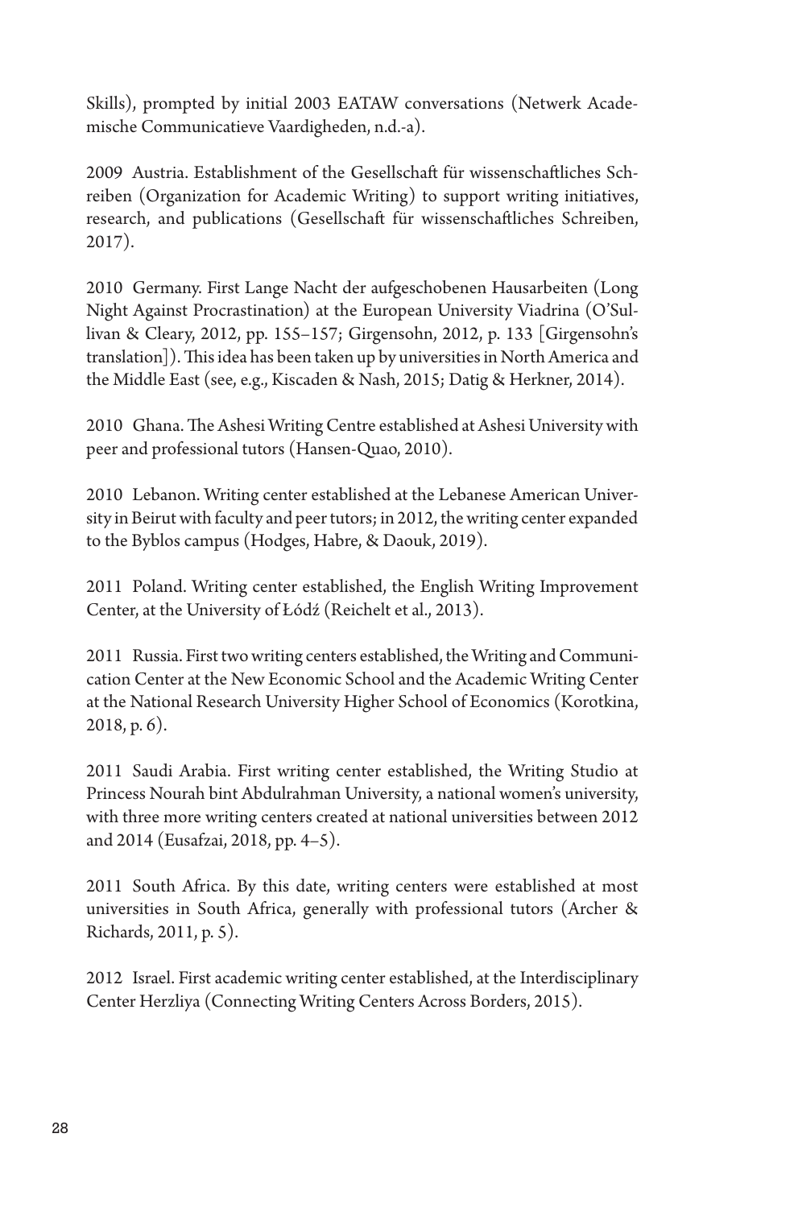Skills), prompted by initial 2003 EATAW conversations (Netwerk Academische Communicatieve Vaardigheden, n.d.-a).

2009 Austria. Establishment of the Gesellschaft für wissenschaftliches Schreiben (Organization for Academic Writing) to support writing initiatives, research, and publications (Gesellschaft für wissenschaftliches Schreiben, 2017).

2010 Germany. First Lange Nacht der aufgeschobenen Hausarbeiten (Long Night Against Procrastination) at the European University Viadrina (O'Sullivan & Cleary, 2012, pp. 155–157; Girgensohn, 2012, p. 133 [Girgensohn's translation]). This idea has been taken up by universities in North America and the Middle East (see, e.g., Kiscaden & Nash, 2015; Datig & Herkner, 2014).

2010 Ghana. The Ashesi Writing Centre established at Ashesi University with peer and professional tutors (Hansen-Quao, 2010).

2010 Lebanon. Writing center established at the Lebanese American University in Beirut with faculty and peer tutors; in 2012, the writing center expanded to the Byblos campus (Hodges, Habre, & Daouk, 2019).

2011 Poland. Writing center established, the English Writing Improvement Center, at the University of Łódź (Reichelt et al., 2013).

2011 Russia. First two writing centers established, the Writing and Communication Center at the New Economic School and the Academic Writing Center at the National Research University Higher School of Economics (Korotkina, 2018, p. 6).

2011 Saudi Arabia. First writing center established, the Writing Studio at Princess Nourah bint Abdulrahman University, a national women's university, with three more writing centers created at national universities between 2012 and 2014 (Eusafzai, 2018, pp. 4–5).

2011 South Africa. By this date, writing centers were established at most universities in South Africa, generally with professional tutors (Archer & Richards, 2011, p. 5).

2012 Israel. First academic writing center established, at the Interdisciplinary Center Herzliya (Connecting Writing Centers Across Borders, 2015).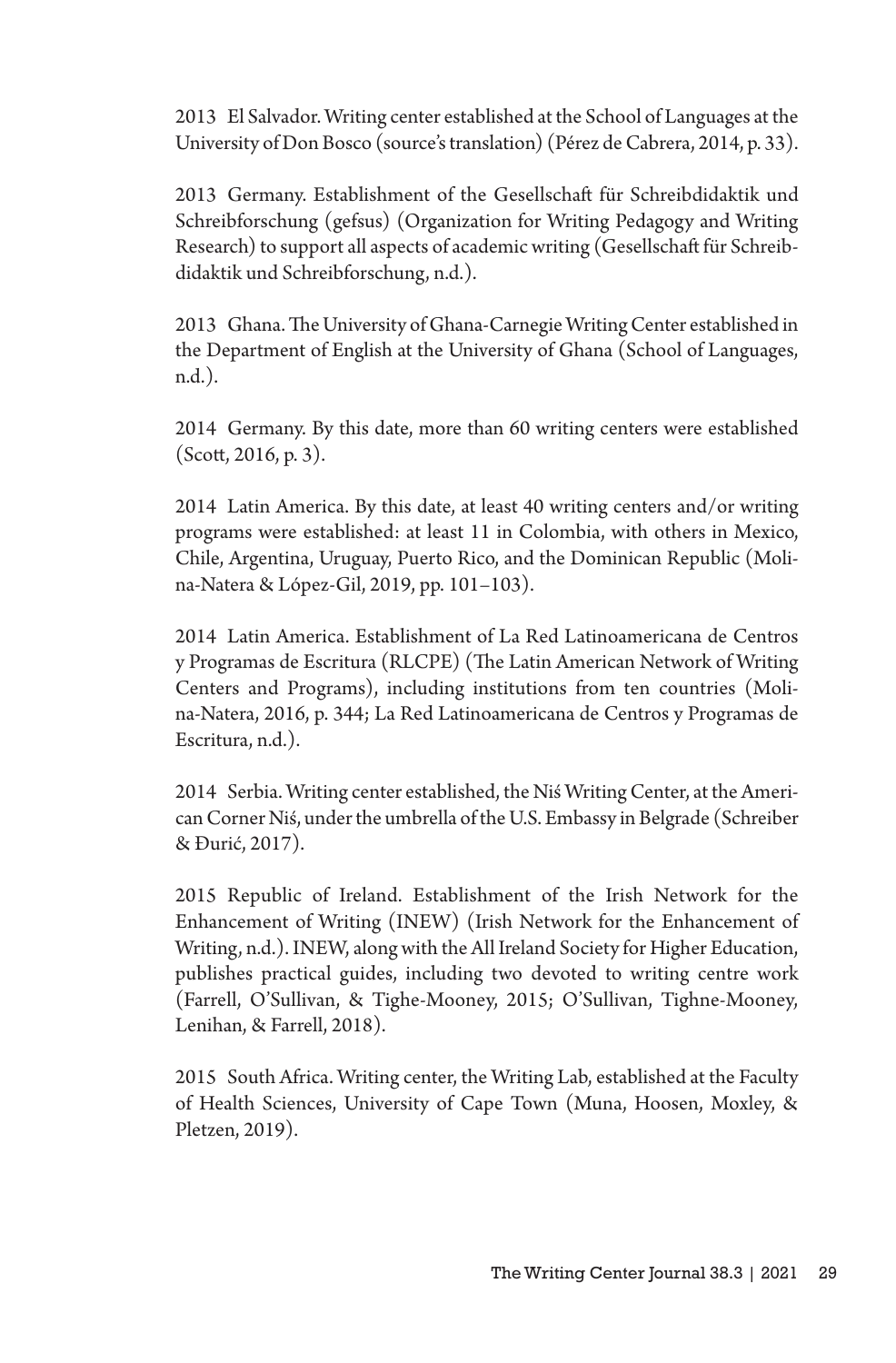2013 El Salvador. Writing center established at the School of Languages at the University of Don Bosco (source's translation) (Pérez de Cabrera, 2014, p. 33).

2013 Germany. Establishment of the Gesellschaft für Schreibdidaktik und Schreibforschung (gefsus) (Organization for Writing Pedagogy and Writing Research) to support all aspects of academic writing (Gesellschaft für Schreibdidaktik und Schreibforschung, n.d.).

2013 Ghana. The University of Ghana-Carnegie Writing Center established in the Department of English at the University of Ghana (School of Languages, n.d.).

2014 Germany. By this date, more than 60 writing centers were established (Scott, 2016, p. 3).

2014 Latin America. By this date, at least 40 writing centers and/or writing programs were established: at least 11 in Colombia, with others in Mexico, Chile, Argentina, Uruguay, Puerto Rico, and the Dominican Republic (Molina-Natera & López-Gil, 2019, pp. 101–103).

2014 Latin America. Establishment of La Red Latinoamericana de Centros y Programas de Escritura (RLCPE) (The Latin American Network of Writing Centers and Programs), including institutions from ten countries (Molina-Natera, 2016, p. 344; La Red Latinoamericana de Centros y Programas de Escritura, n.d.).

2014 Serbia. Writing center established, the Niś Writing Center, at the American Corner Niś, under the umbrella of the U.S. Embassy in Belgrade (Schreiber & Đurić, 2017).

2015 Republic of Ireland. Establishment of the Irish Network for the Enhancement of Writing (INEW) (Irish Network for the Enhancement of Writing, n.d.). INEW, along with the All Ireland Society for Higher Education, publishes practical guides, including two devoted to writing centre work (Farrell, O'Sullivan, & Tighe-Mooney, 2015; O'Sullivan, Tighne-Mooney, Lenihan, & Farrell, 2018).

2015 South Africa. Writing center, the Writing Lab, established at the Faculty of Health Sciences, University of Cape Town (Muna, Hoosen, Moxley, & Pletzen, 2019).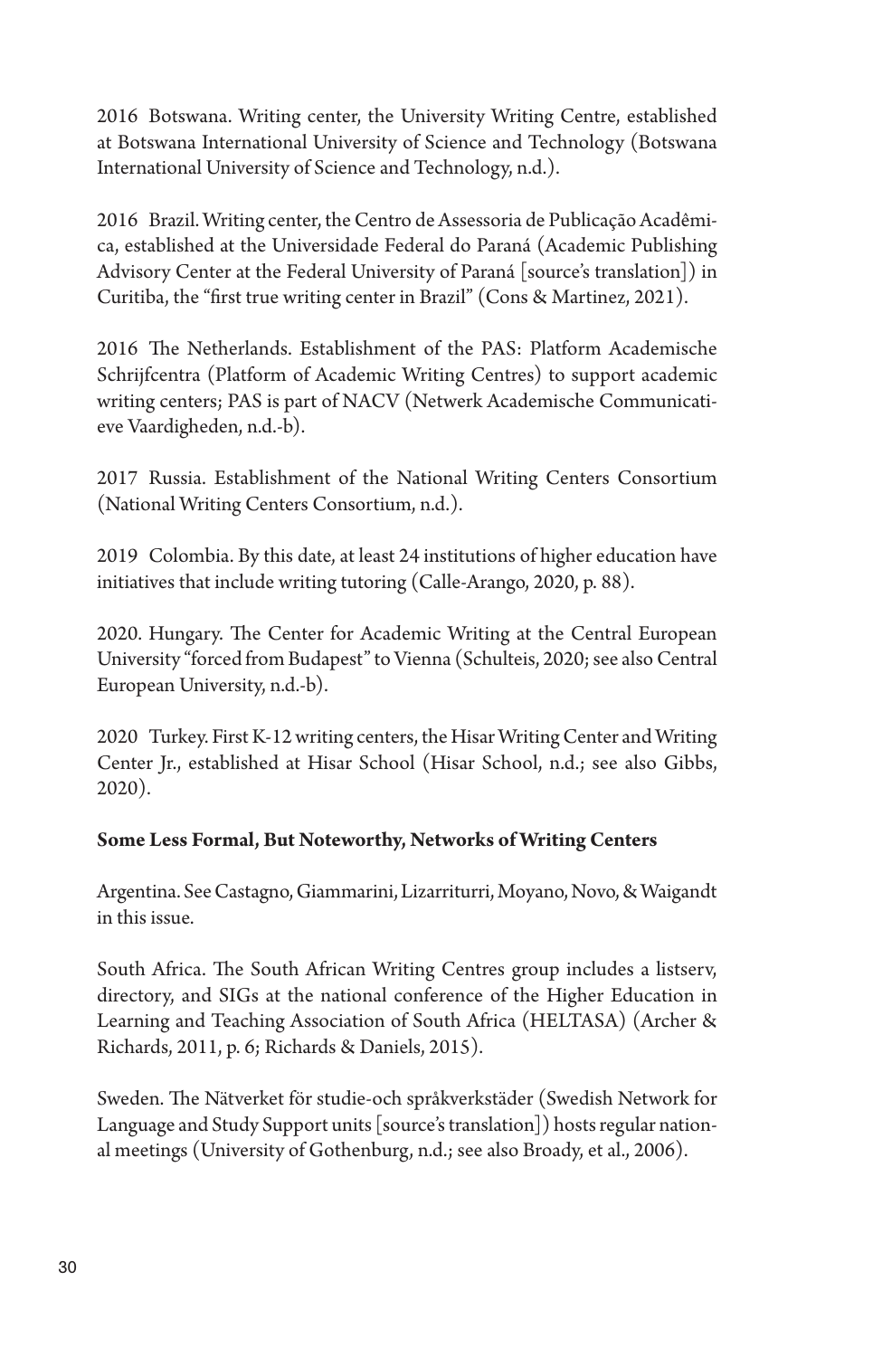2016 Botswana. Writing center, the University Writing Centre, established at Botswana International University of Science and Technology (Botswana International University of Science and Technology, n.d.).

2016 Brazil. Writing center, the Centro de Assessoria de Publicação Acadêmica, established at the Universidade Federal do Paraná (Academic Publishing Advisory Center at the Federal University of Paraná [source's translation]) in Curitiba, the "first true writing center in Brazil" (Cons & Martinez, 2021).

2016 The Netherlands. Establishment of the PAS: Platform Academische Schrijfcentra (Platform of Academic Writing Centres) to support academic writing centers; PAS is part of NACV (Netwerk Academische Communicatieve Vaardigheden, n.d.-b).

2017 Russia. Establishment of the National Writing Centers Consortium (National Writing Centers Consortium, n.d.).

2019 Colombia. By this date, at least 24 institutions of higher education have initiatives that include writing tutoring (Calle-Arango, 2020, p. 88).

2020. Hungary. The Center for Academic Writing at the Central European University "forced from Budapest" to Vienna (Schulteis, 2020; see also Central European University, n.d.-b).

2020 Turkey. First K-12 writing centers, the Hisar Writing Center and Writing Center Jr., established at Hisar School (Hisar School, n.d.; see also Gibbs, 2020).

**Some Less Formal, But Noteworthy, Networks of Writing Centers**

Argentina. See Castagno, Giammarini, Lizarriturri, Moyano, Novo, & Waigandt in this issue.

South Africa. The South African Writing Centres group includes a listserv, directory, and SIGs at the national conference of the Higher Education in Learning and Teaching Association of South Africa (HELTASA) (Archer & Richards, 2011, p. 6; Richards & Daniels, 2015).

Sweden. The Nätverket för studie-och språkverkstäder (Swedish Network for Language and Study Support units [source's translation]) hosts regular national meetings (University of Gothenburg, n.d.; see also Broady, et al., 2006).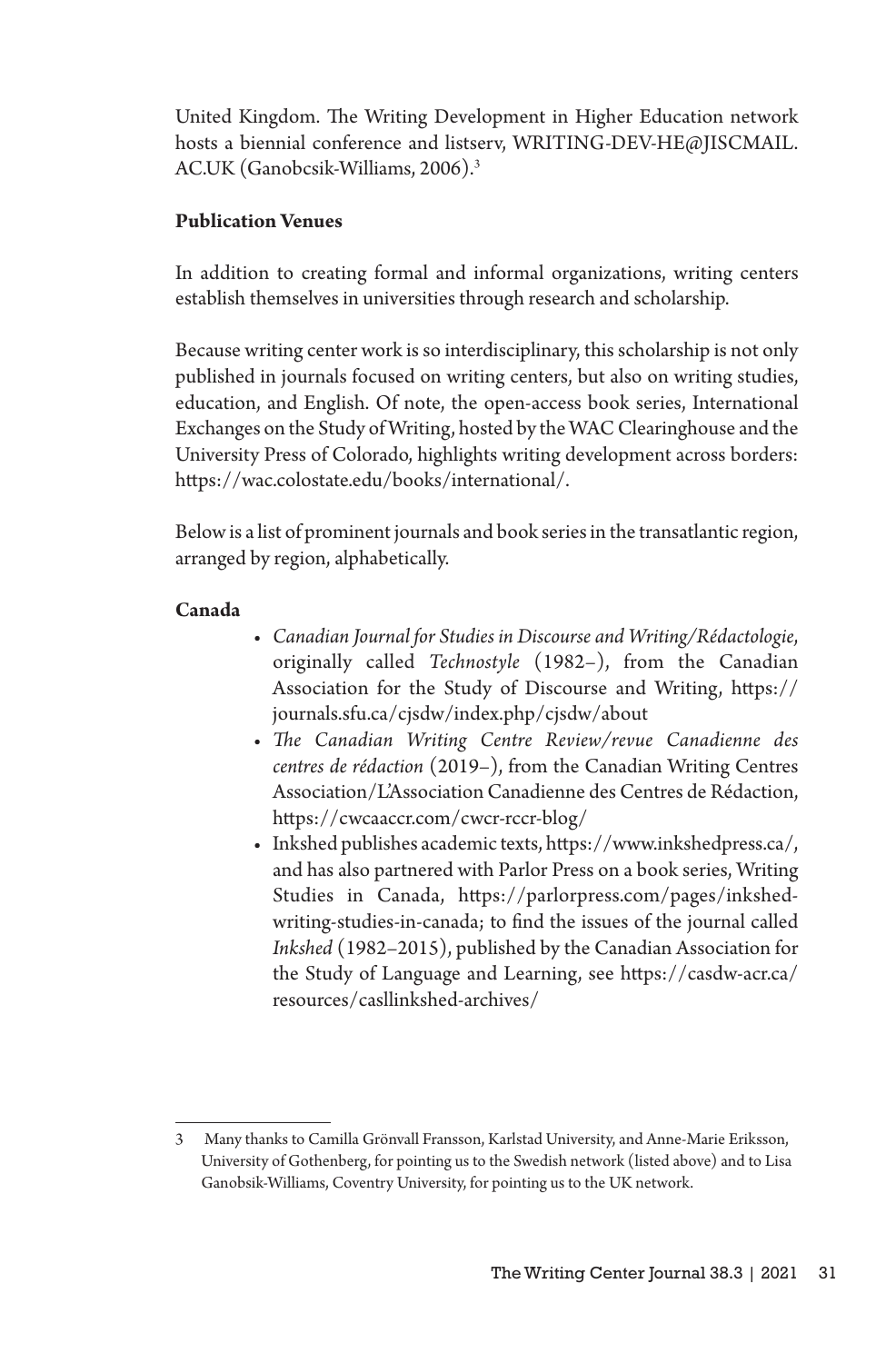United Kingdom. The Writing Development in Higher Education network hosts a biennial conference and listserv, WRITING-DEV-HE@JISCMAIL.AC.UK (Ganobcsik-Williams, 2006).[3]

### Publication Venues

In addition to creating formal and informal organizations, writing centers establish themselves in universities through research and scholarship.

Because writing center work is so interdisciplinary, this scholarship is not only published in journals focused on writing centers, but also on writing studies, education, and English. Of note, the open-access book series, International Exchanges on the Study of Writing, hosted by the WAC Clearinghouse and the University Press of Colorado, highlights writing development across borders: https://wac.colostate.edu/books/international/.

Below is a list of prominent journals and book series in the transatlantic region, arranged by region, alphabetically.

#### Canada

- *Canadian Journal for Studies in Discourse and Writing/Rédactologie*, originally called *Technostyle* (1982–), from the Canadian Association for the Study of Discourse and Writing, https://journals.sfu.ca/cjsdw/index.php/cjsdw/about
- *The Canadian Writing Centre Review/revue Canadienne des centres de rédaction* (2019–), from the Canadian Writing Centres Association/L'Association Canadienne des Centres de Rédaction, https://cwcaaccr.com/cwcr-rccr-blog/
- Inkshed publishes academic texts, https://www.inkshedpress.ca/, and has also partnered with Parlor Press on a book series, Writing Studies in Canada, https://parlorpress.com/pages/inkshed-writing-studies-in-canada; to find the issues of the journal called *Inkshed* (1982–2015), published by the Canadian Association for the Study of Language and Learning, see https://casdw-acr.ca/resources/casllinkshed-archives/

---

3 Many thanks to Camilla Grönvall Fransson, Karlstad University, and Anne-Marie Eriksson, University of Gothenberg, for pointing us to the Swedish network (listed above) and to Lisa Ganobsik-Williams, Coventry University, for pointing us to the UK network.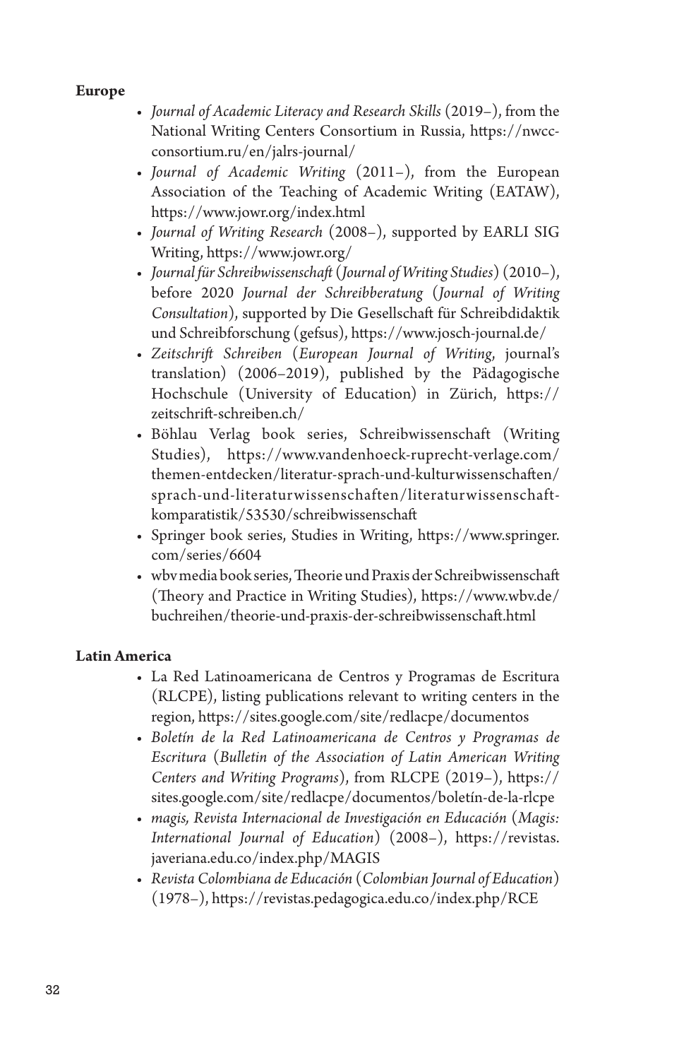**Europe**

- *Journal of Academic Literacy and Research Skills* (2019–), from the National Writing Centers Consortium in Russia, https://nwcc-consortium.ru/en/jalrs-journal/
- *Journal of Academic Writing* (2011–), from the European Association of the Teaching of Academic Writing (EATAW), https://www.jowr.org/index.html
- *Journal of Writing Research* (2008–), supported by EARLI SIG Writing, https://www.jowr.org/
- *Journal für Schreibwissenschaft* (*Journal of Writing Studies*) (2010–), before 2020 *Journal der Schreibberatung* (*Journal of Writing Consultation*), supported by Die Gesellschaft für Schreibdidaktik und Schreibforschung (gefsus), https://www.josch-journal.de/
- *Zeitschrift Schreiben* (*European Journal of Writing*, journal's translation) (2006–2019), published by the Pädagogische Hochschule (University of Education) in Zürich, https://zeitschrift-schreiben.ch/
- Böhlau Verlag book series, Schreibwissenschaft (Writing Studies), https://www.vandenhoeck-ruprecht-verlage.com/themen-entdecken/literatur-sprach-und-kulturwissenschaften/sprach-und-literaturwissenschaften/literaturwissenschaft-komparatistik/53530/schreibwissenschaft
- Springer book series, Studies in Writing, https://www.springer.com/series/6604
- wbv media book series, Theorie und Praxis der Schreibwissenschaft (Theory and Practice in Writing Studies), https://www.wbv.de/buchreihen/theorie-und-praxis-der-schreibwissenschaft.html

**Latin America**

- La Red Latinoamericana de Centros y Programas de Escritura (RLCPE), listing publications relevant to writing centers in the region, https://sites.google.com/site/redlacpe/documentos
- *Boletín de la Red Latinoamericana de Centros y Programas de Escritura* (*Bulletin of the Association of Latin American Writing Centers and Writing Programs*), from RLCPE (2019–), https://sites.google.com/site/redlacpe/documentos/boletín-de-la-rlcpe
- *magis, Revista Internacional de Investigación en Educación* (*Magis: International Journal of Education*) (2008–), https://revistas.javeriana.edu.co/index.php/MAGIS
- *Revista Colombiana de Educación* (*Colombian Journal of Education*) (1978–), https://revistas.pedagogica.edu.co/index.php/RCE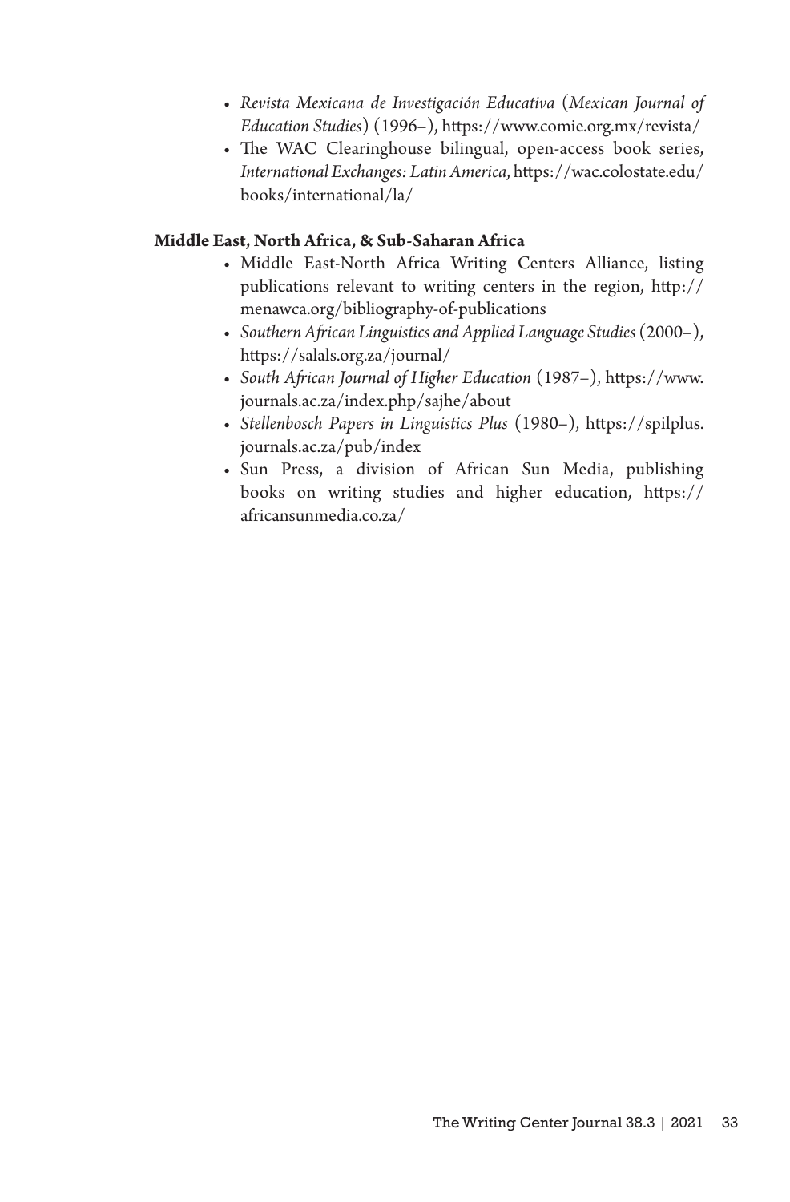- *Revista Mexicana de Investigación Educativa* (*Mexican Journal of Education Studies*) (1996–), https://www.comie.org.mx/revista/
- The WAC Clearinghouse bilingual, open-access book series, *International Exchanges: Latin America*, https://wac.colostate.edu/books/international/la/

**Middle East, North Africa, & Sub-Saharan Africa**

- Middle East-North Africa Writing Centers Alliance, listing publications relevant to writing centers in the region, http://menawca.org/bibliography-of-publications
- *Southern African Linguistics and Applied Language Studies* (2000–), https://salals.org.za/journal/
- *South African Journal of Higher Education* (1987–), https://www.journals.ac.za/index.php/sajhe/about
- *Stellenbosch Papers in Linguistics Plus* (1980–), https://spilplus.journals.ac.za/pub/index
- Sun Press, a division of African Sun Media, publishing books on writing studies and higher education, https://africansunmedia.co.za/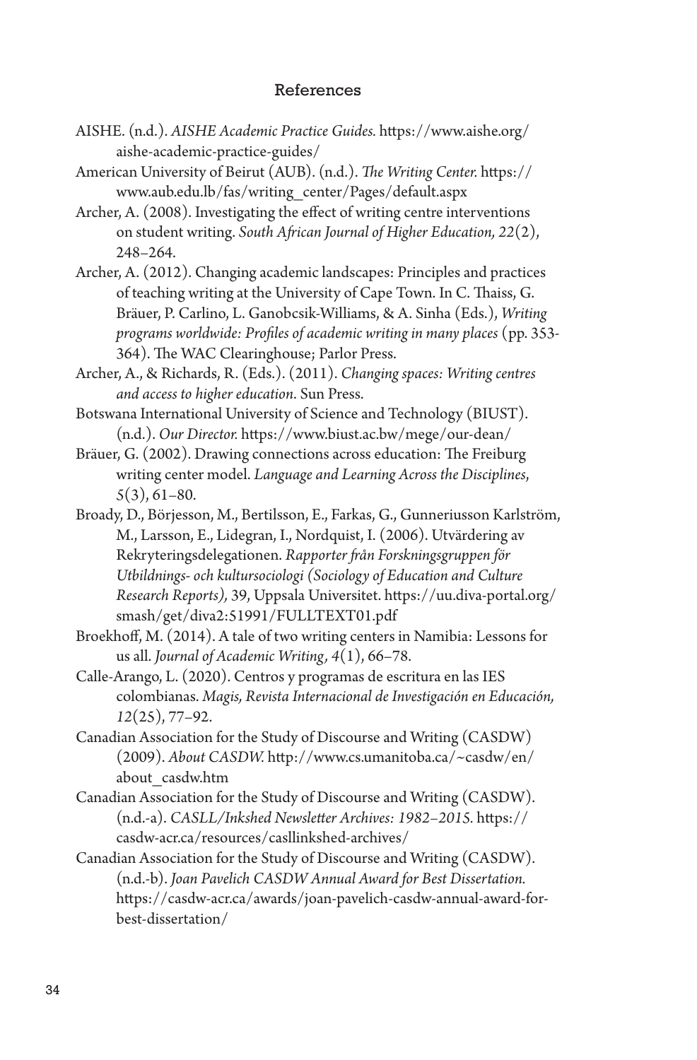## References

AISHE. (n.d.). *AISHE Academic Practice Guides.* https://www.aishe.org/aishe-academic-practice-guides/

American University of Beirut (AUB). (n.d.). *The Writing Center.* https://www.aub.edu.lb/fas/writing_center/Pages/default.aspx

Archer, A. (2008). Investigating the effect of writing centre interventions on student writing. *South African Journal of Higher Education, 22*(2), 248–264.

Archer, A. (2012). Changing academic landscapes: Principles and practices of teaching writing at the University of Cape Town. In C. Thaiss, G. Bräuer, P. Carlino, L. Ganobcsik-Williams, & A. Sinha (Eds.), *Writing programs worldwide: Profiles of academic writing in many places* (pp. 353-364). The WAC Clearinghouse; Parlor Press.

Archer, A., & Richards, R. (Eds.). (2011). *Changing spaces: Writing centres and access to higher education*. Sun Press.

Botswana International University of Science and Technology (BIUST). (n.d.). *Our Director.* https://www.biust.ac.bw/mege/our-dean/

Bräuer, G. (2002). Drawing connections across education: The Freiburg writing center model. *Language and Learning Across the Disciplines*, *5*(3), 61–80.

Broady, D., Börjesson, M., Bertilsson, E., Farkas, G., Gunneriusson Karlström, M., Larsson, E., Lidegran, I., Nordquist, I. (2006). Utvärdering av Rekryteringsdelegationen. *Rapporter från Forskningsgruppen för Utbildnings- och kultursociologi (Sociology of Education and Culture Research Reports),* 39, Uppsala Universitet. https://uu.diva-portal.org/smash/get/diva2:51991/FULLTEXT01.pdf

Broekhoff, M. (2014). A tale of two writing centers in Namibia: Lessons for us all. *Journal of Academic Writing*, *4*(1), 66–78.

Calle-Arango, L. (2020). Centros y programas de escritura en las IES colombianas. *Magis, Revista Internacional de Investigación en Educación, 12*(25), 77–92.

Canadian Association for the Study of Discourse and Writing (CASDW) (2009). *About CASDW.* http://www.cs.umanitoba.ca/~casdw/en/about_casdw.htm

Canadian Association for the Study of Discourse and Writing (CASDW). (n.d.-a). *CASLL/Inkshed Newsletter Archives: 1982–2015.* https://casdw-acr.ca/resources/casllinkshed-archives/

Canadian Association for the Study of Discourse and Writing (CASDW). (n.d.-b). *Joan Pavelich CASDW Annual Award for Best Dissertation.* https://casdw-acr.ca/awards/joan-pavelich-casdw-annual-award-for-best-dissertation/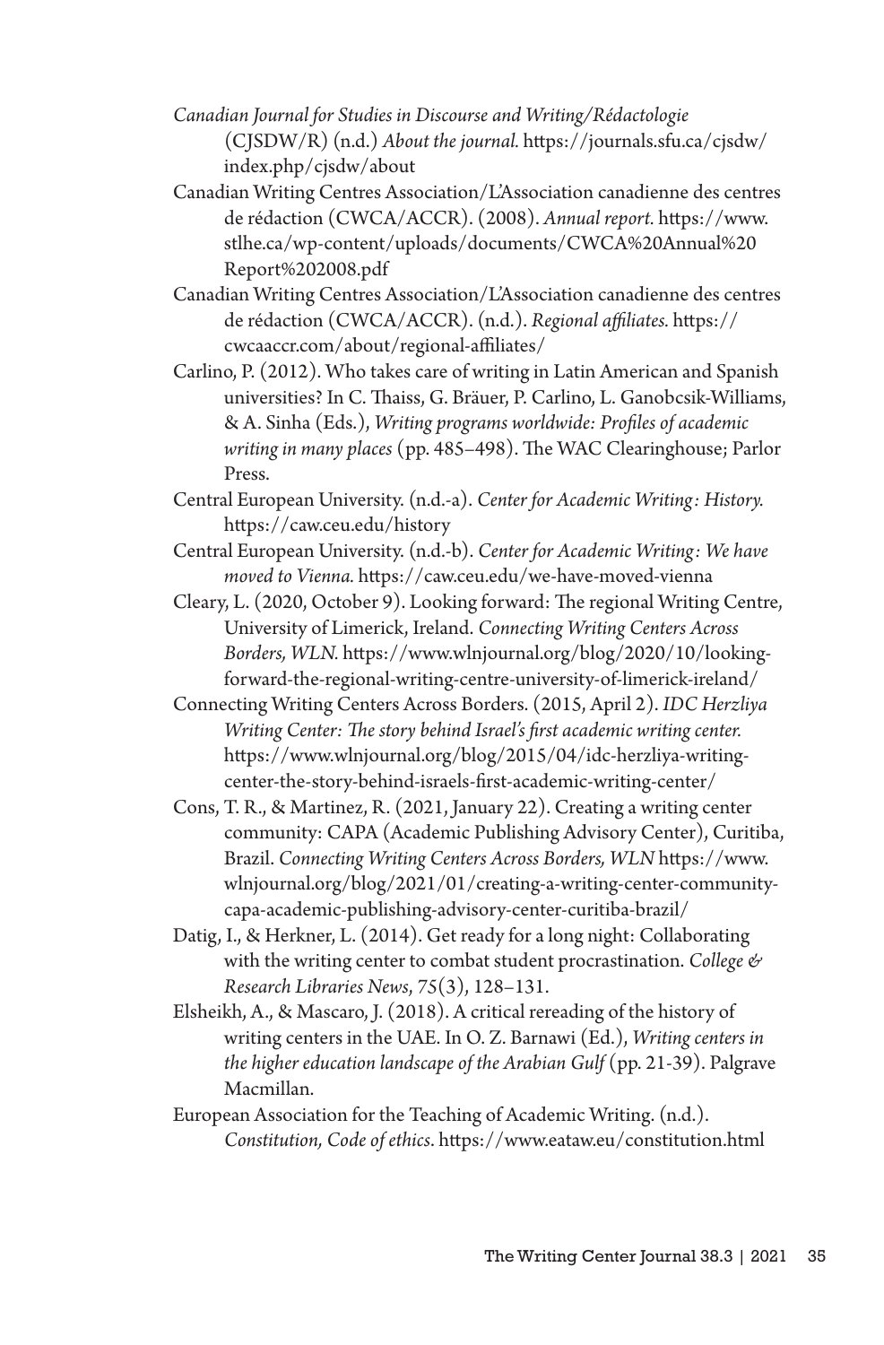*Canadian Journal for Studies in Discourse and Writing/Rédactologie* (CJSDW/R) (n.d.) *About the journal.* https://journals.sfu.ca/cjsdw/index.php/cjsdw/about

Canadian Writing Centres Association/L'Association canadienne des centres de rédaction (CWCA/ACCR). (2008). *Annual report.* https://www.stlhe.ca/wp-content/uploads/documents/CWCA%20Annual%20Report%202008.pdf

Canadian Writing Centres Association/L'Association canadienne des centres de rédaction (CWCA/ACCR). (n.d.). *Regional affiliates.* https://cwcaaccr.com/about/regional-affiliates/

Carlino, P. (2012). Who takes care of writing in Latin American and Spanish universities? In C. Thaiss, G. Bräuer, P. Carlino, L. Ganobcsik-Williams, & A. Sinha (Eds.), *Writing programs worldwide: Profiles of academic writing in many places* (pp. 485–498). The WAC Clearinghouse; Parlor Press.

Central European University. (n.d.-a). *Center for Academic Writing: History.* https://caw.ceu.edu/history

Central European University. (n.d.-b). *Center for Academic Writing: We have moved to Vienna.* https://caw.ceu.edu/we-have-moved-vienna

Cleary, L. (2020, October 9). Looking forward: The regional Writing Centre, University of Limerick, Ireland. *Connecting Writing Centers Across Borders, WLN.* https://www.wlnjournal.org/blog/2020/10/looking-forward-the-regional-writing-centre-university-of-limerick-ireland/

Connecting Writing Centers Across Borders. (2015, April 2). *IDC Herzliya Writing Center: The story behind Israel's first academic writing center.* https://www.wlnjournal.org/blog/2015/04/idc-herzliya-writing-center-the-story-behind-israels-first-academic-writing-center/

Cons, T. R., & Martinez, R. (2021, January 22). Creating a writing center community: CAPA (Academic Publishing Advisory Center), Curitiba, Brazil. *Connecting Writing Centers Across Borders, WLN* https://www.wlnjournal.org/blog/2021/01/creating-a-writing-center-community-capa-academic-publishing-advisory-center-curitiba-brazil/

Datig, I., & Herkner, L. (2014). Get ready for a long night: Collaborating with the writing center to combat student procrastination. *College & Research Libraries News*, *75*(3), 128–131.

Elsheikh, A., & Mascaro, J. (2018). A critical rereading of the history of writing centers in the UAE. In O. Z. Barnawi (Ed.), *Writing centers in the higher education landscape of the Arabian Gulf* (pp. 21-39). Palgrave Macmillan.

European Association for the Teaching of Academic Writing. (n.d.). *Constitution, Code of ethics*. https://www.eataw.eu/constitution.html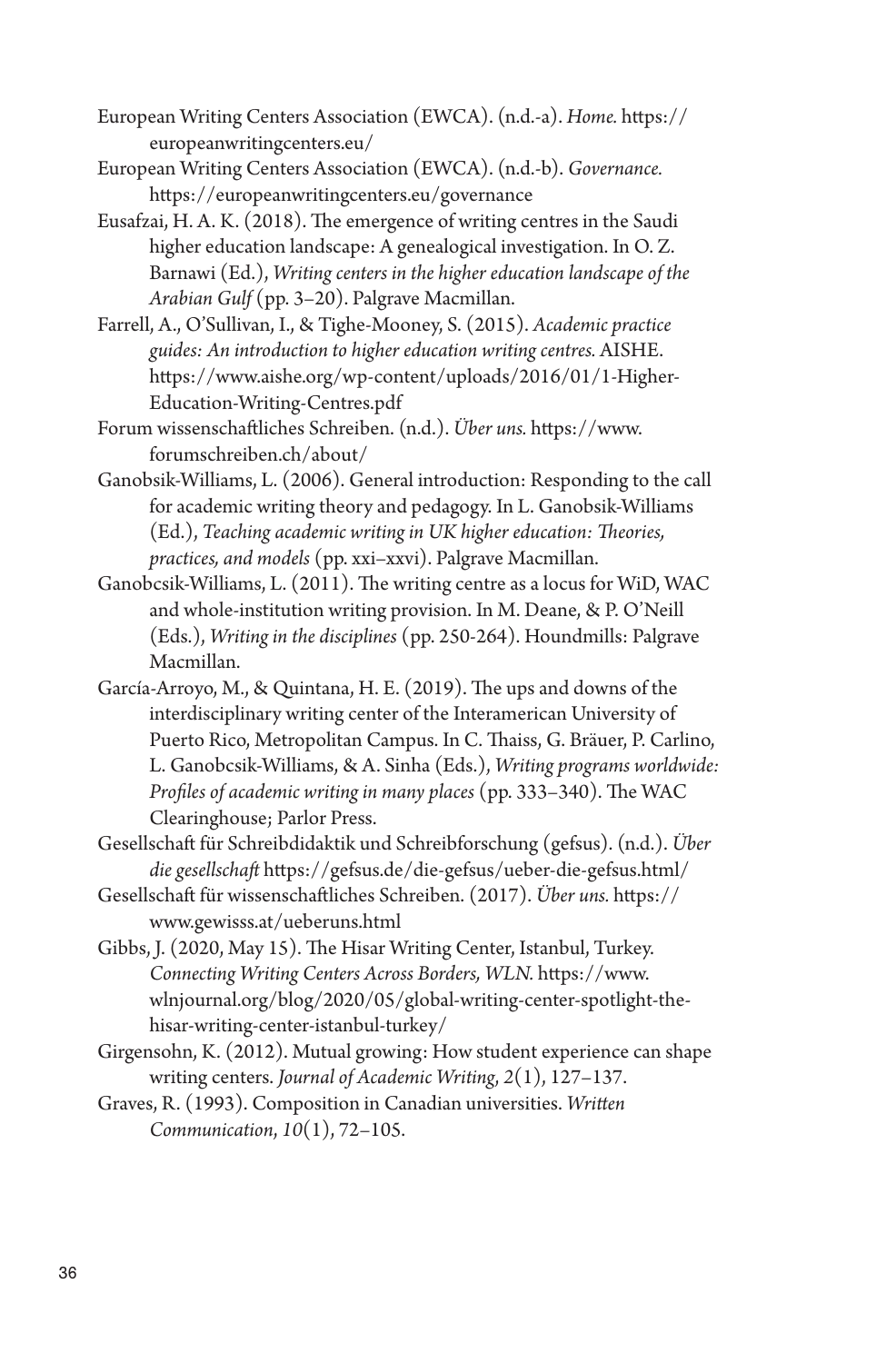European Writing Centers Association (EWCA). (n.d.-a). *Home.* https://europeanwritingcenters.eu/

European Writing Centers Association (EWCA). (n.d.-b). *Governance.* https://europeanwritingcenters.eu/governance

Eusafzai, H. A. K. (2018). The emergence of writing centres in the Saudi higher education landscape: A genealogical investigation. In O. Z. Barnawi (Ed.), *Writing centers in the higher education landscape of the Arabian Gulf* (pp. 3–20). Palgrave Macmillan.

Farrell, A., O'Sullivan, I., & Tighe-Mooney, S. (2015). *Academic practice guides: An introduction to higher education writing centres.* AISHE. https://www.aishe.org/wp-content/uploads/2016/01/1-Higher-Education-Writing-Centres.pdf

Forum wissenschaftliches Schreiben. (n.d.). *Über uns.* https://www.forumschreiben.ch/about/

Ganobsik-Williams, L. (2006). General introduction: Responding to the call for academic writing theory and pedagogy. In L. Ganobsik-Williams (Ed.), *Teaching academic writing in UK higher education: Theories, practices, and models* (pp. xxi–xxvi). Palgrave Macmillan.

Ganobcsik-Williams, L. (2011). The writing centre as a locus for WiD, WAC and whole-institution writing provision. In M. Deane, & P. O'Neill (Eds.), *Writing in the disciplines* (pp. 250-264). Houndmills: Palgrave Macmillan.

García-Arroyo, M., & Quintana, H. E. (2019). The ups and downs of the interdisciplinary writing center of the Interamerican University of Puerto Rico, Metropolitan Campus. In C. Thaiss, G. Bräuer, P. Carlino, L. Ganobcsik-Williams, & A. Sinha (Eds.), *Writing programs worldwide: Profiles of academic writing in many places* (pp. 333–340). The WAC Clearinghouse; Parlor Press.

Gesellschaft für Schreibdidaktik und Schreibforschung (gefsus). (n.d.). *Über die gesellschaft* https://gefsus.de/die-gefsus/ueber-die-gefsus.html/

Gesellschaft für wissenschaftliches Schreiben. (2017). *Über uns.* https://www.gewisss.at/ueberuns.html

Gibbs, J. (2020, May 15). The Hisar Writing Center, Istanbul, Turkey. *Connecting Writing Centers Across Borders, WLN.* https://www.wlnjournal.org/blog/2020/05/global-writing-center-spotlight-the-hisar-writing-center-istanbul-turkey/

Girgensohn, K. (2012). Mutual growing: How student experience can shape writing centers. *Journal of Academic Writing, 2*(1), 127–137.

Graves, R. (1993). Composition in Canadian universities. *Written Communication, 10*(1), 72–105.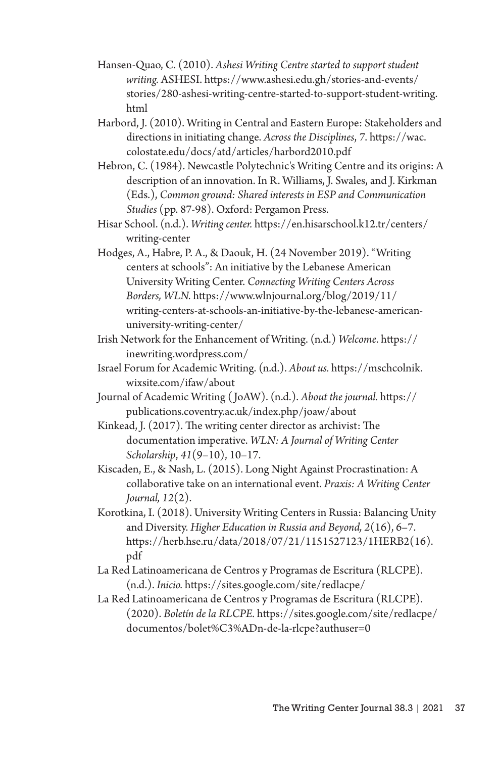Hansen-Quao, C. (2010). *Ashesi Writing Centre started to support student writing.* ASHESI. https://www.ashesi.edu.gh/stories-and-events/stories/280-ashesi-writing-centre-started-to-support-student-writing.html

Harbord, J. (2010). Writing in Central and Eastern Europe: Stakeholders and directions in initiating change. *Across the Disciplines*, *7*. https://wac.colostate.edu/docs/atd/articles/harbord2010.pdf

Hebron, C. (1984). Newcastle Polytechnic's Writing Centre and its origins: A description of an innovation. In R. Williams, J. Swales, and J. Kirkman (Eds.), *Common ground: Shared interests in ESP and Communication Studies* (pp. 87-98). Oxford: Pergamon Press.

Hisar School. (n.d.). *Writing center.* https://en.hisarschool.k12.tr/centers/writing-center

Hodges, A., Habre, P. A., & Daouk, H. (24 November 2019). "Writing centers at schools": An initiative by the Lebanese American University Writing Center. *Connecting Writing Centers Across Borders, WLN.* https://www.wlnjournal.org/blog/2019/11/writing-centers-at-schools-an-initiative-by-the-lebanese-american-university-writing-center/

Irish Network for the Enhancement of Writing. (n.d.) *Welcome*. https://inewriting.wordpress.com/

Israel Forum for Academic Writing. (n.d.). *About us.* https://mschcolnik.wixsite.com/ifaw/about

Journal of Academic Writing (JoAW). (n.d.). *About the journal.* https://publications.coventry.ac.uk/index.php/joaw/about

Kinkead, J. (2017). The writing center director as archivist: The documentation imperative. *WLN: A Journal of Writing Center Scholarship*, *41*(9–10), 10–17.

Kiscaden, E., & Nash, L. (2015). Long Night Against Procrastination: A collaborative take on an international event. *Praxis: A Writing Center Journal, 12*(2).

Korotkina, I. (2018). University Writing Centers in Russia: Balancing Unity and Diversity. *Higher Education in Russia and Beyond, 2*(16), 6–7. https://herb.hse.ru/data/2018/07/21/1151527123/1HERB2(16).pdf

La Red Latinoamericana de Centros y Programas de Escritura (RLCPE). (n.d.). *Inicio.* https://sites.google.com/site/redlacpe/

La Red Latinoamericana de Centros y Programas de Escritura (RLCPE). (2020). *Boletín de la RLCPE.* https://sites.google.com/site/redlacpe/documentos/bolet%C3%ADn-de-la-rlcpe?authuser=0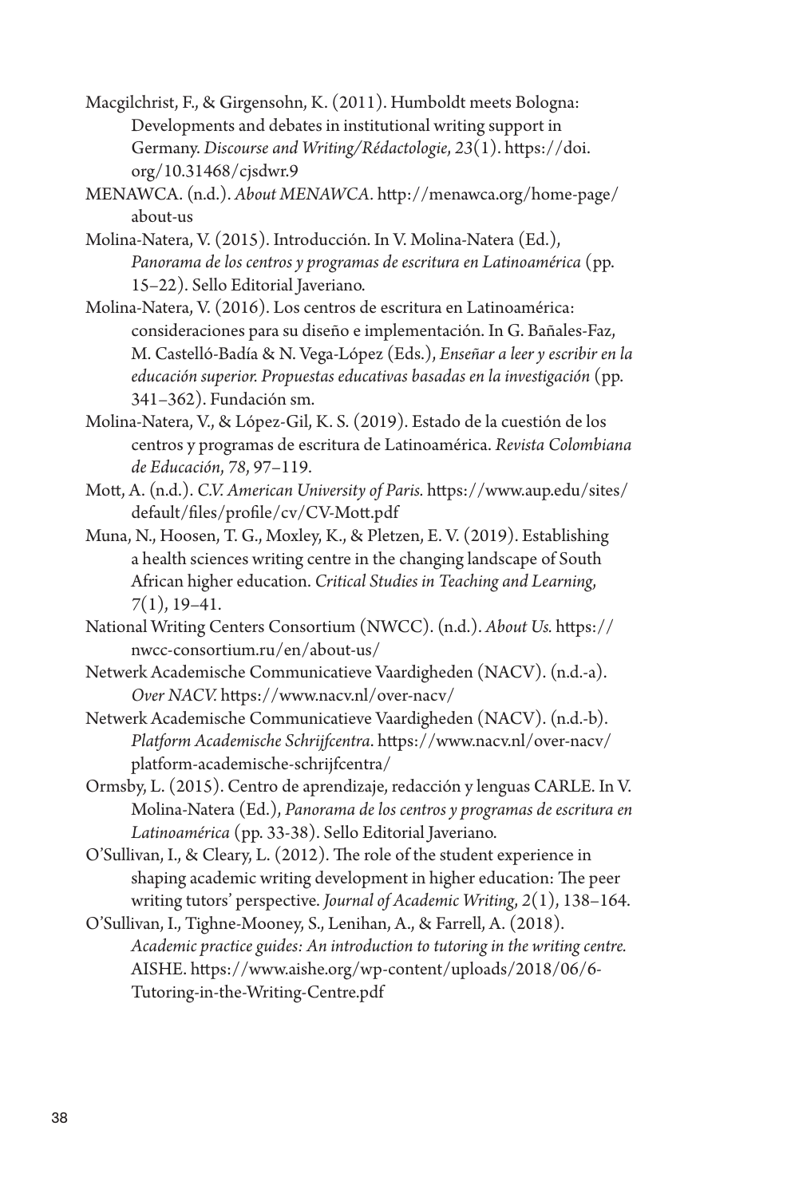Macgilchrist, F., & Girgensohn, K. (2011). Humboldt meets Bologna: Developments and debates in institutional writing support in Germany. *Discourse and Writing/Rédactologie*, *23*(1). https://doi.org/10.31468/cjsdwr.9

MENAWCA. (n.d.). *About MENAWCA*. http://menawca.org/home-page/about-us

Molina-Natera, V. (2015). Introducción. In V. Molina-Natera (Ed.), *Panorama de los centros y programas de escritura en Latinoamérica* (pp. 15–22). Sello Editorial Javeriano.

Molina-Natera, V. (2016). Los centros de escritura en Latinoamérica: consideraciones para su diseño e implementación. In G. Bañales-Faz, M. Castelló-Badía & N. Vega-López (Eds.), *Enseñar a leer y escribir en la educación superior. Propuestas educativas basadas en la investigación* (pp. 341–362). Fundación sm.

Molina-Natera, V., & López-Gil, K. S. (2019). Estado de la cuestión de los centros y programas de escritura de Latinoamérica. *Revista Colombiana de Educación*, *78*, 97–119.

Mott, A. (n.d.). *C.V. American University of Paris.* https://www.aup.edu/sites/default/files/profile/cv/CV-Mott.pdf

Muna, N., Hoosen, T. G., Moxley, K., & Pletzen, E. V. (2019). Establishing a health sciences writing centre in the changing landscape of South African higher education. *Critical Studies in Teaching and Learning*, *7*(1), 19–41.

National Writing Centers Consortium (NWCC). (n.d.). *About Us.* https://nwcc-consortium.ru/en/about-us/

Netwerk Academische Communicatieve Vaardigheden (NACV). (n.d.-a). *Over NACV.* https://www.nacv.nl/over-nacv/

Netwerk Academische Communicatieve Vaardigheden (NACV). (n.d.-b). *Platform Academische Schrijfcentra*. https://www.nacv.nl/over-nacv/platform-academische-schrijfcentra/

Ormsby, L. (2015). Centro de aprendizaje, redacción y lenguas CARLE. In V. Molina-Natera (Ed.), *Panorama de los centros y programas de escritura en Latinoamérica* (pp. 33-38). Sello Editorial Javeriano.

O'Sullivan, I., & Cleary, L. (2012). The role of the student experience in shaping academic writing development in higher education: The peer writing tutors' perspective. *Journal of Academic Writing*, *2*(1), 138–164.

O'Sullivan, I., Tighne-Mooney, S., Lenihan, A., & Farrell, A. (2018). *Academic practice guides: An introduction to tutoring in the writing centre.* AISHE. https://www.aishe.org/wp-content/uploads/2018/06/6-Tutoring-in-the-Writing-Centre.pdf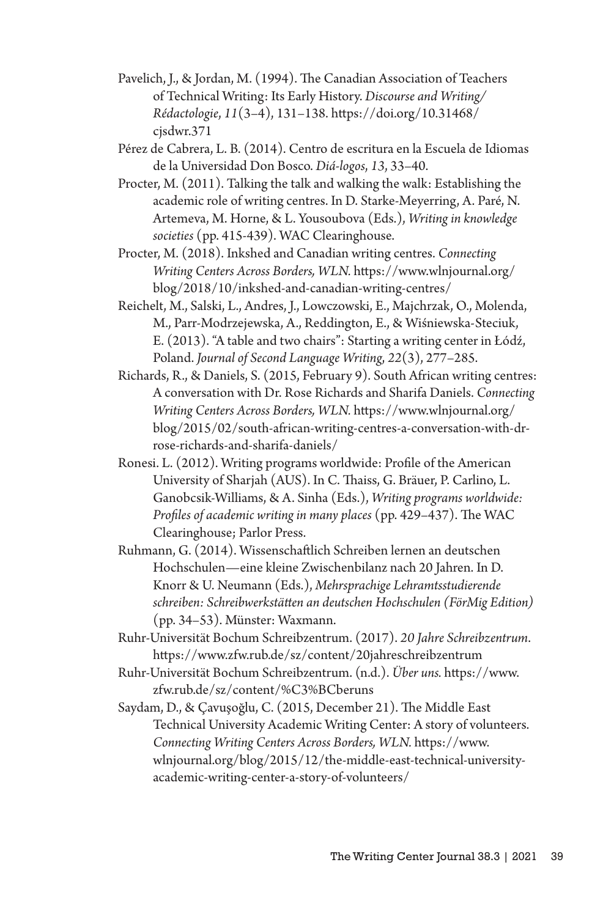Pavelich, J., & Jordan, M. (1994). The Canadian Association of Teachers of Technical Writing: Its Early History. *Discourse and Writing/ Rédactologie*, *11*(3–4), 131–138. https://doi.org/10.31468/cjsdwr.371

Pérez de Cabrera, L. B. (2014). Centro de escritura en la Escuela de Idiomas de la Universidad Don Bosco. *Diá-logos*, *13*, 33–40.

Procter, M. (2011). Talking the talk and walking the walk: Establishing the academic role of writing centres. In D. Starke-Meyerring, A. Paré, N. Artemeva, M. Horne, & L. Yousoubova (Eds.), *Writing in knowledge societies* (pp. 415-439). WAC Clearinghouse.

Procter, M. (2018). Inkshed and Canadian writing centres. *Connecting Writing Centers Across Borders, WLN.* https://www.wlnjournal.org/blog/2018/10/inkshed-and-canadian-writing-centres/

Reichelt, M., Salski, L., Andres, J., Lowczowski, E., Majchrzak, O., Molenda, M., Parr-Modrzejewska, A., Reddington, E., & Wiśniewska-Steciuk, E. (2013). "A table and two chairs": Starting a writing center in Łódź, Poland. *Journal of Second Language Writing*, *22*(3), 277–285.

Richards, R., & Daniels, S. (2015, February 9). South African writing centres: A conversation with Dr. Rose Richards and Sharifa Daniels. *Connecting Writing Centers Across Borders, WLN.* https://www.wlnjournal.org/blog/2015/02/south-african-writing-centres-a-conversation-with-dr-rose-richards-and-sharifa-daniels/

Ronesi. L. (2012). Writing programs worldwide: Profile of the American University of Sharjah (AUS). In C. Thaiss, G. Bräuer, P. Carlino, L. Ganobcsik-Williams, & A. Sinha (Eds.), *Writing programs worldwide: Profiles of academic writing in many places* (pp. 429–437). The WAC Clearinghouse; Parlor Press.

Ruhmann, G. (2014). Wissenschaftlich Schreiben lernen an deutschen Hochschulen—eine kleine Zwischenbilanz nach 20 Jahren. In D. Knorr & U. Neumann (Eds.), *Mehrsprachige Lehramtsstudierende schreiben: Schreibwerkstätten an deutschen Hochschulen (FörMig Edition)* (pp. 34–53). Münster: Waxmann.

Ruhr-Universität Bochum Schreibzentrum. (2017). *20 Jahre Schreibzentrum*. https://www.zfw.rub.de/sz/content/20jahreschreibzentrum

Ruhr-Universität Bochum Schreibzentrum. (n.d.). *Über uns.* https://www.zfw.rub.de/sz/content/%C3%BCberuns

Saydam, D., & Çavuşoğlu, C. (2015, December 21). The Middle East Technical University Academic Writing Center: A story of volunteers. *Connecting Writing Centers Across Borders, WLN.* https://www.wlnjournal.org/blog/2015/12/the-middle-east-technical-university-academic-writing-center-a-story-of-volunteers/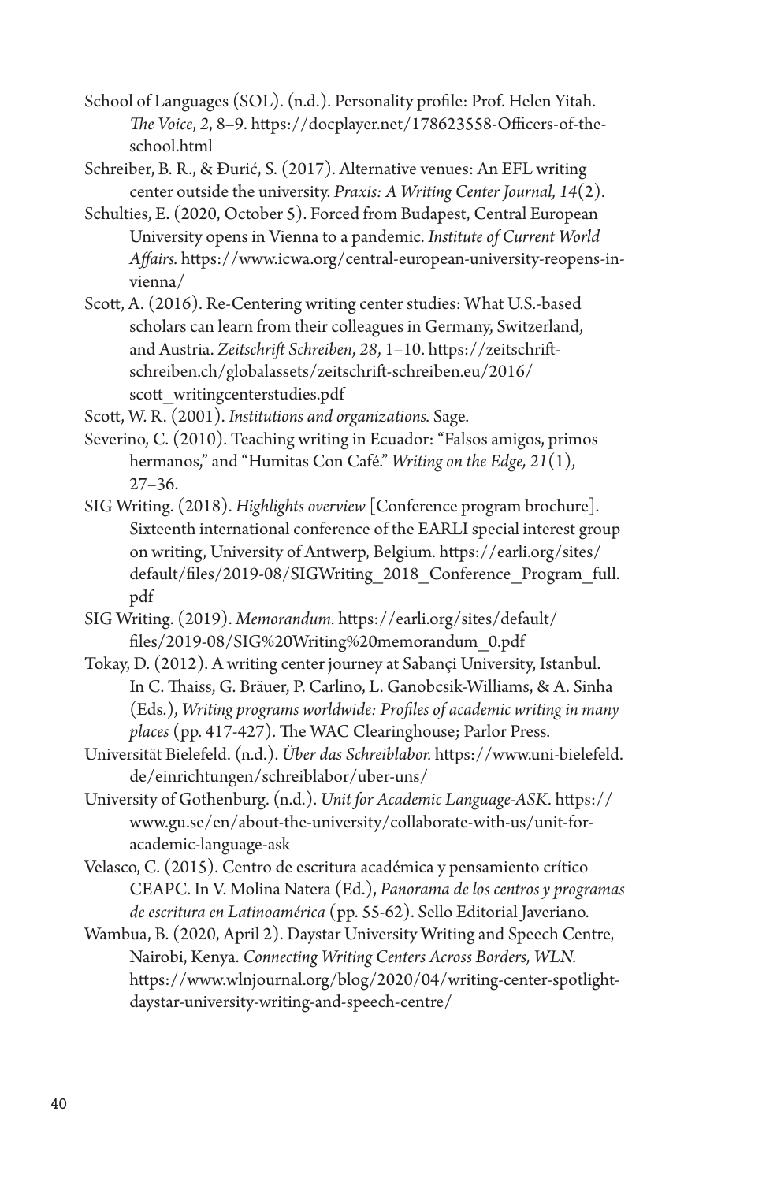School of Languages (SOL). (n.d.). Personality profile: Prof. Helen Yitah. *The Voice*, *2*, 8–9. https://docplayer.net/178623558-Officers-of-the-school.html

Schreiber, B. R., & Đurić, S. (2017). Alternative venues: An EFL writing center outside the university. *Praxis: A Writing Center Journal, 14*(2).

Schulties, E. (2020, October 5). Forced from Budapest, Central European University opens in Vienna to a pandemic. *Institute of Current World Affairs.* https://www.icwa.org/central-european-university-reopens-in-vienna/

Scott, A. (2016). Re-Centering writing center studies: What U.S.-based scholars can learn from their colleagues in Germany, Switzerland, and Austria. *Zeitschrift Schreiben*, *28*, 1–10. https://zeitschrift-schreiben.ch/globalassets/zeitschrift-schreiben.eu/2016/scott_writingcenterstudies.pdf

Scott, W. R. (2001). *Institutions and organizations.* Sage.

Severino, C. (2010). Teaching writing in Ecuador: "Falsos amigos, primos hermanos," and "Humitas Con Café." *Writing on the Edge, 21*(1), 27–36.

SIG Writing. (2018). *Highlights overview* [Conference program brochure]. Sixteenth international conference of the EARLI special interest group on writing, University of Antwerp, Belgium. https://earli.org/sites/default/files/2019-08/SIGWriting_2018_Conference_Program_full.pdf

SIG Writing. (2019). *Memorandum.* https://earli.org/sites/default/files/2019-08/SIG%20Writing%20memorandum_0.pdf

Tokay, D. (2012). A writing center journey at Sabançi University, Istanbul. In C. Thaiss, G. Bräuer, P. Carlino, L. Ganobcsik-Williams, & A. Sinha (Eds.), *Writing programs worldwide: Profiles of academic writing in many places* (pp. 417-427). The WAC Clearinghouse; Parlor Press.

Universität Bielefeld. (n.d.). *Über das Schreiblabor.* https://www.uni-bielefeld.de/einrichtungen/schreiblabor/uber-uns/

University of Gothenburg. (n.d.). *Unit for Academic Language-ASK*. https://www.gu.se/en/about-the-university/collaborate-with-us/unit-for-academic-language-ask

Velasco, C. (2015). Centro de escritura académica y pensamiento crítico CEAPC. In V. Molina Natera (Ed.), *Panorama de los centros y programas de escritura en Latinoamérica* (pp. 55-62). Sello Editorial Javeriano.

Wambua, B. (2020, April 2). Daystar University Writing and Speech Centre, Nairobi, Kenya. *Connecting Writing Centers Across Borders, WLN.* https://www.wlnjournal.org/blog/2020/04/writing-center-spotlight-daystar-university-writing-and-speech-centre/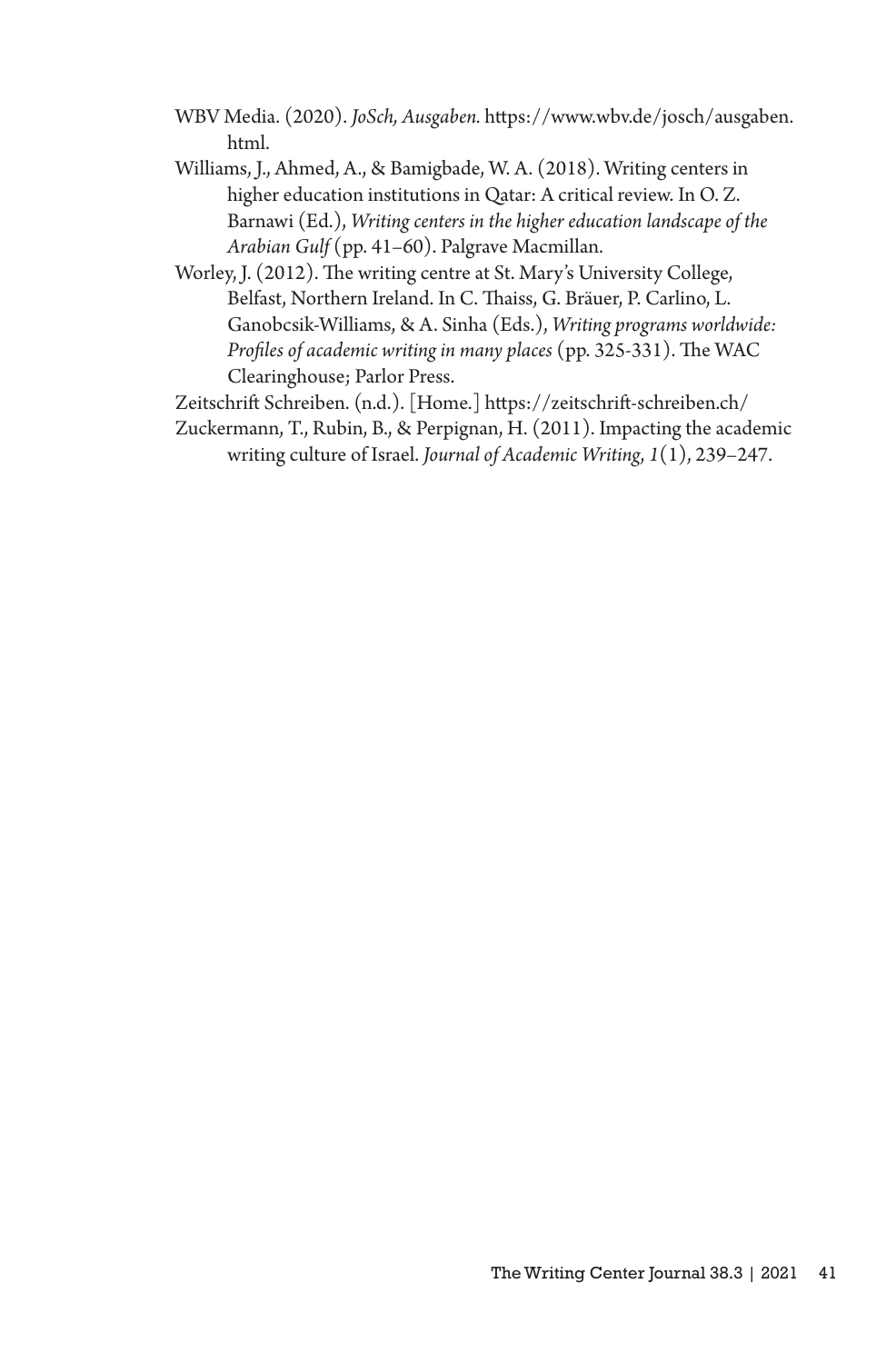WBV Media. (2020). *JoSch, Ausgaben.* https://www.wbv.de/josch/ausgaben.html.

Williams, J., Ahmed, A., & Bamigbade, W. A. (2018). Writing centers in higher education institutions in Qatar: A critical review. In O. Z. Barnawi (Ed.), *Writing centers in the higher education landscape of the Arabian Gulf* (pp. 41–60). Palgrave Macmillan.

Worley, J. (2012). The writing centre at St. Mary's University College, Belfast, Northern Ireland. In C. Thaiss, G. Bräuer, P. Carlino, L. Ganobcsik-Williams, & A. Sinha (Eds.), *Writing programs worldwide: Profiles of academic writing in many places* (pp. 325-331). The WAC Clearinghouse; Parlor Press.

Zeitschrift Schreiben. (n.d.). [Home.] https://zeitschrift-schreiben.ch/

Zuckermann, T., Rubin, B., & Perpignan, H. (2011). Impacting the academic writing culture of Israel. *Journal of Academic Writing*, *1*(1), 239–247.